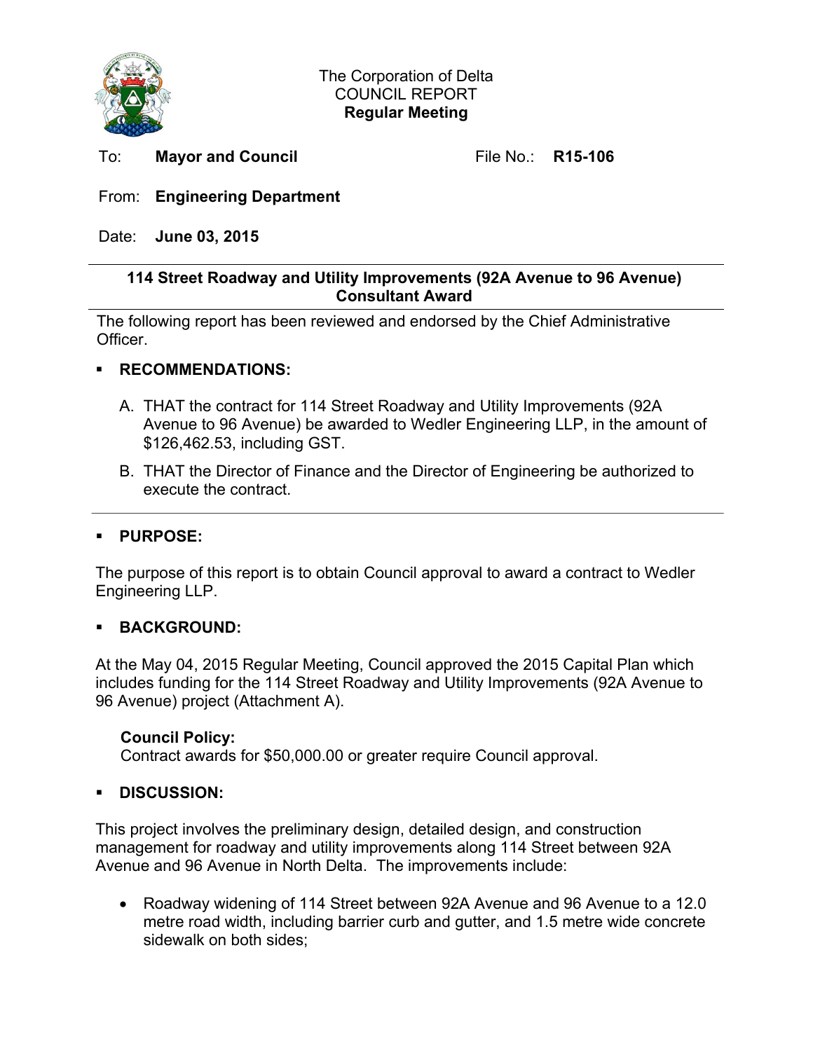The Corporation of Delta
COUNCIL REPORT
**Regular Meeting**

To: **Mayor and Council** File No.: **R15-106**

From: **Engineering Department**

Date: **June 03, 2015**

## 114 Street Roadway and Utility Improvements (92A Avenue to 96 Avenue) Consultant Award

The following report has been reviewed and endorsed by the Chief Administrative Officer.

## RECOMMENDATIONS:

A. THAT the contract for 114 Street Roadway and Utility Improvements (92A Avenue to 96 Avenue) be awarded to Wedler Engineering LLP, in the amount of $126,462.53, including GST.

B. THAT the Director of Finance and the Director of Engineering be authorized to execute the contract.

## PURPOSE:

The purpose of this report is to obtain Council approval to award a contract to Wedler Engineering LLP.

## BACKGROUND:

At the May 04, 2015 Regular Meeting, Council approved the 2015 Capital Plan which includes funding for the 114 Street Roadway and Utility Improvements (92A Avenue to 96 Avenue) project (Attachment A).

**Council Policy:**
Contract awards for $50,000.00 or greater require Council approval.

## DISCUSSION:

This project involves the preliminary design, detailed design, and construction management for roadway and utility improvements along 114 Street between 92A Avenue and 96 Avenue in North Delta. The improvements include:

- Roadway widening of 114 Street between 92A Avenue and 96 Avenue to a 12.0 metre road width, including barrier curb and gutter, and 1.5 metre wide concrete sidewalk on both sides;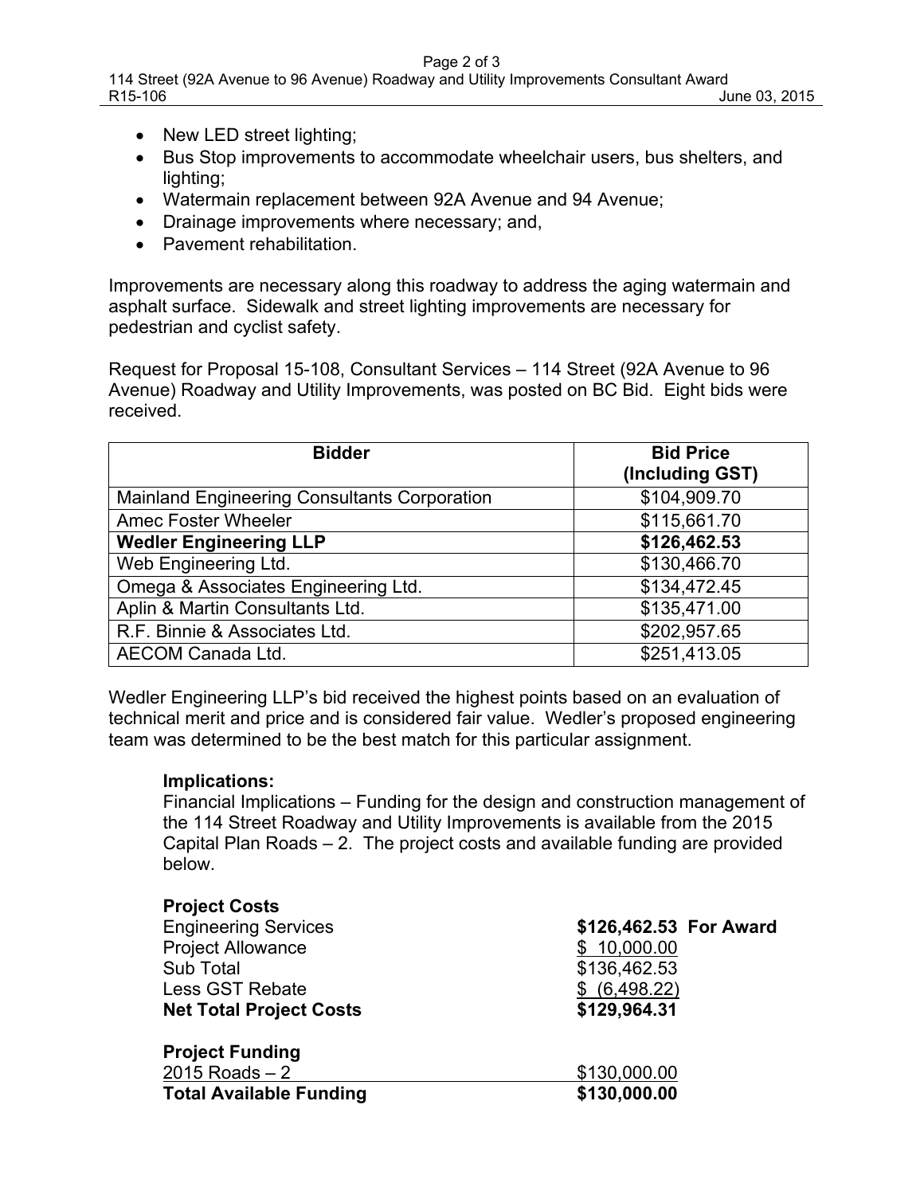- New LED street lighting;
- Bus Stop improvements to accommodate wheelchair users, bus shelters, and lighting;
- Watermain replacement between 92A Avenue and 94 Avenue;
- Drainage improvements where necessary; and,
- Pavement rehabilitation.

Improvements are necessary along this roadway to address the aging watermain and asphalt surface. Sidewalk and street lighting improvements are necessary for pedestrian and cyclist safety.

Request for Proposal 15-108, Consultant Services – 114 Street (92A Avenue to 96 Avenue) Roadway and Utility Improvements, was posted on BC Bid. Eight bids were received.

| Bidder | Bid Price (Including GST) |
|---|---|
| Mainland Engineering Consultants Corporation | $104,909.70 |
| Amec Foster Wheeler | $115,661.70 |
| **Wedler Engineering LLP** | **$126,462.53** |
| Web Engineering Ltd. | $130,466.70 |
| Omega & Associates Engineering Ltd. | $134,472.45 |
| Aplin & Martin Consultants Ltd. | $135,471.00 |
| R.F. Binnie & Associates Ltd. | $202,957.65 |
| AECOM Canada Ltd. | $251,413.05 |

Wedler Engineering LLP's bid received the highest points based on an evaluation of technical merit and price and is considered fair value. Wedler's proposed engineering team was determined to be the best match for this particular assignment.

**Implications:**

Financial Implications – Funding for the design and construction management of the 114 Street Roadway and Utility Improvements is available from the 2015 Capital Plan Roads – 2. The project costs and available funding are provided below.

| **Project Costs** | | |
|---|---|---|
| Engineering Services | **$126,462.53** | **For Award** |
| Project Allowance | $ 10,000.00 | |
| Sub Total | $136,462.53 | |
| Less GST Rebate | $ (6,498.22) | |
| **Net Total Project Costs** | **$129,964.31** | |

| **Project Funding** | |
|---|---|
| 2015 Roads – 2 | $130,000.00 |
| **Total Available Funding** | **$130,000.00** |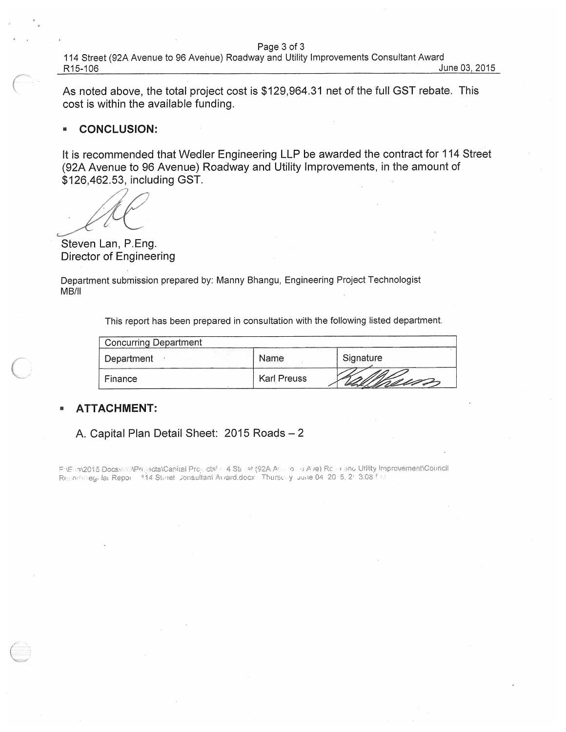As noted above, the total project cost is $129,964.31 net of the full GST rebate. This cost is within the available funding.

## ▪ CONCLUSION:

It is recommended that Wedler Engineering LLP be awarded the contract for 114 Street (92A Avenue to 96 Avenue) Roadway and Utility Improvements, in the amount of $126,462.53, including GST.

Steven Lan, P.Eng.
Director of Engineering

Department submission prepared by: Manny Bhangu, Engineering Project Technologist
MB/ll

This report has been prepared in consultation with the following listed department.

| Concurring Department | | |
|---|---|---|
| Department | Name | Signature |
| Finance | Karl Preuss | |

## ▪ ATTACHMENT:

A. Capital Plan Detail Sheet: 2015 Roads – 2

F:\Eng\2015 Docs\MB\Projects\Capital Projects\114 Street (92A Ave to 96 Ave) Road and Utility Improvement\Council Report\Regular Report 114 Street Consultant Award.docx Thursday June 04 2015, 2:3:08 PM